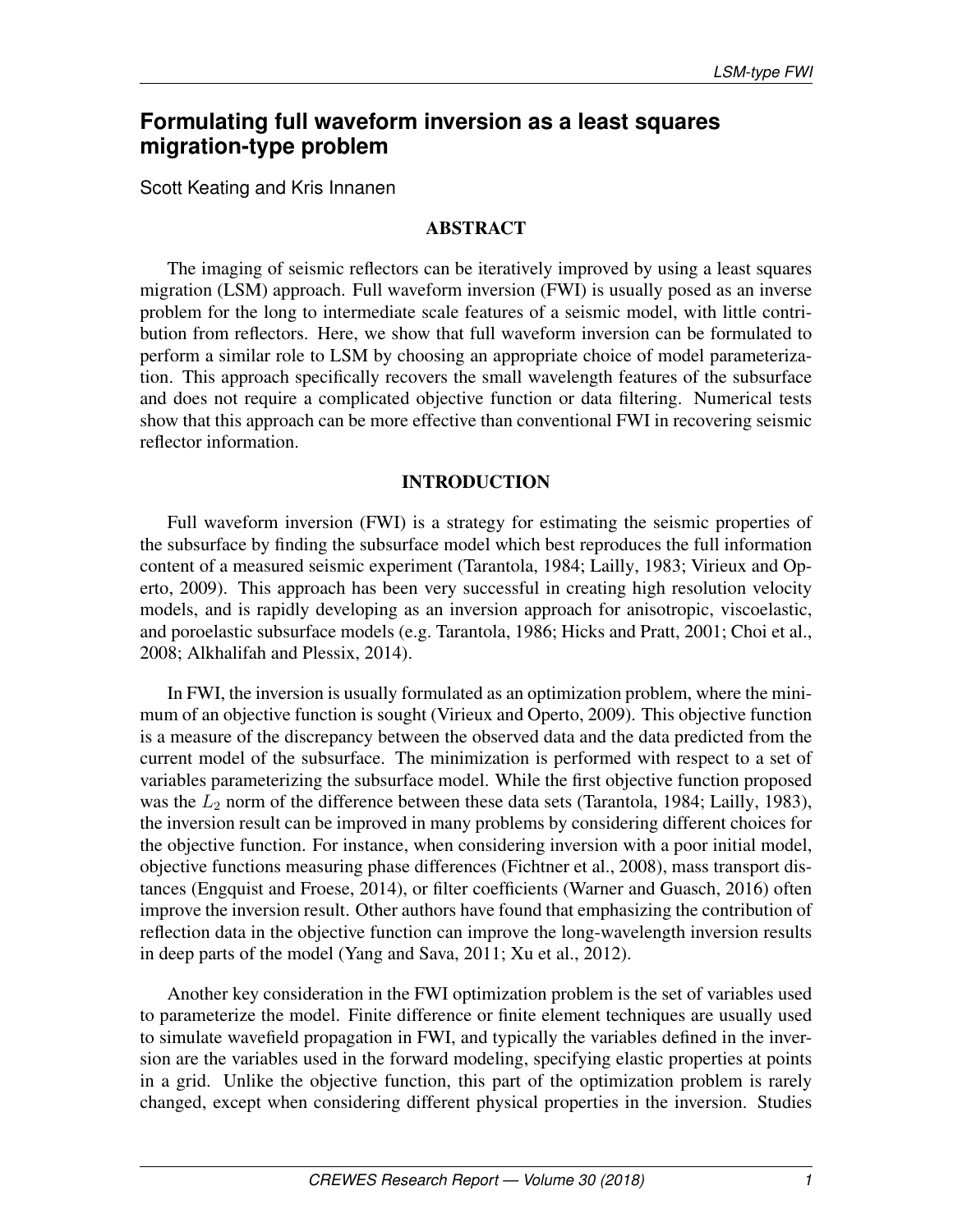# Formulating full waveform inversion as a least squares migration-type problem

Scott Keating and Kris Innanen

## ABSTRACT

The imaging of seismic reflectors can be iteratively improved by using a least squares migration (LSM) approach. Full waveform inversion (FWI) is usually posed as an inverse problem for the long to intermediate scale features of a seismic model, with little contribution from reflectors. Here, we show that full waveform inversion can be formulated to perform a similar role to LSM by choosing an appropriate choice of model parameterization. This approach specifically recovers the small wavelength features of the subsurface and does not require a complicated objective function or data filtering. Numerical tests show that this approach can be more effective than conventional FWI in recovering seismic reflector information.

## INTRODUCTION

Full waveform inversion (FWI) is a strategy for estimating the seismic properties of the subsurface by finding the subsurface model which best reproduces the full information content of a measured seismic experiment (Tarantola, 1984; Lailly, 1983; Virieux and Operto, 2009). This approach has been very successful in creating high resolution velocity models, and is rapidly developing as an inversion approach for anisotropic, viscoelastic, and poroelastic subsurface models (e.g. Tarantola, 1986; Hicks and Pratt, 2001; Choi et al., 2008; Alkhalifah and Plessix, 2014).

In FWI, the inversion is usually formulated as an optimization problem, where the minimum of an objective function is sought (Virieux and Operto, 2009). This objective function is a measure of the discrepancy between the observed data and the data predicted from the current model of the subsurface. The minimization is performed with respect to a set of variables parameterizing the subsurface model. While the first objective function proposed was the $L_2$ norm of the difference between these data sets (Tarantola, 1984; Lailly, 1983), the inversion result can be improved in many problems by considering different choices for the objective function. For instance, when considering inversion with a poor initial model, objective functions measuring phase differences (Fichtner et al., 2008), mass transport distances (Engquist and Froese, 2014), or filter coefficients (Warner and Guasch, 2016) often improve the inversion result. Other authors have found that emphasizing the contribution of reflection data in the objective function can improve the long-wavelength inversion results in deep parts of the model (Yang and Sava, 2011; Xu et al., 2012).

Another key consideration in the FWI optimization problem is the set of variables used to parameterize the model. Finite difference or finite element techniques are usually used to simulate wavefield propagation in FWI, and typically the variables defined in the inversion are the variables used in the forward modeling, specifying elastic properties at points in a grid. Unlike the objective function, this part of the optimization problem is rarely changed, except when considering different physical properties in the inversion. Studies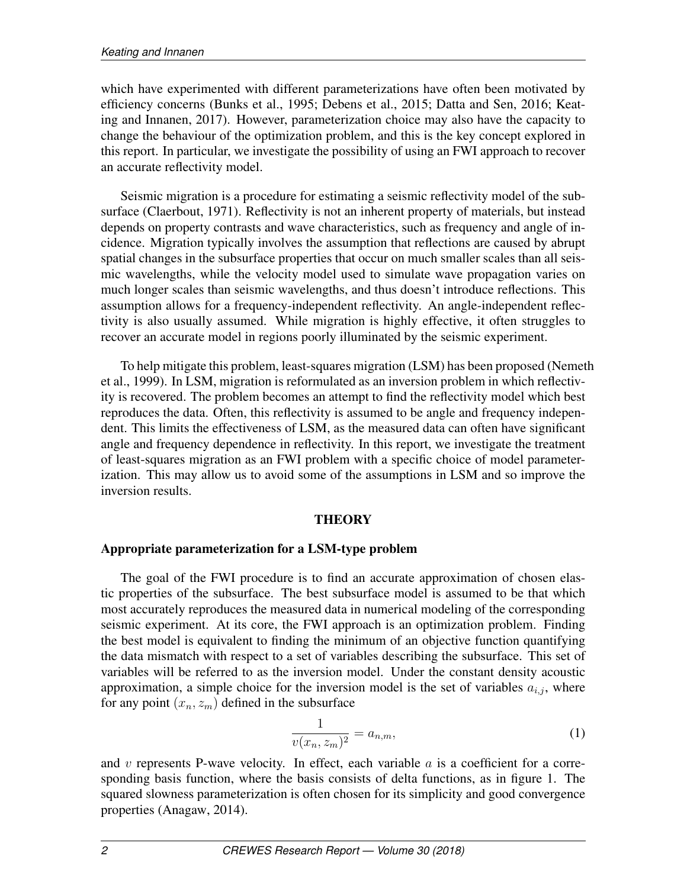which have experimented with different parameterizations have often been motivated by efficiency concerns (Bunks et al., 1995; Debens et al., 2015; Datta and Sen, 2016; Keating and Innanen, 2017). However, parameterization choice may also have the capacity to change the behaviour of the optimization problem, and this is the key concept explored in this report. In particular, we investigate the possibility of using an FWI approach to recover an accurate reflectivity model.

Seismic migration is a procedure for estimating a seismic reflectivity model of the subsurface (Claerbout, 1971). Reflectivity is not an inherent property of materials, but instead depends on property contrasts and wave characteristics, such as frequency and angle of incidence. Migration typically involves the assumption that reflections are caused by abrupt spatial changes in the subsurface properties that occur on much smaller scales than all seismic wavelengths, while the velocity model used to simulate wave propagation varies on much longer scales than seismic wavelengths, and thus doesn't introduce reflections. This assumption allows for a frequency-independent reflectivity. An angle-independent reflectivity is also usually assumed. While migration is highly effective, it often struggles to recover an accurate model in regions poorly illuminated by the seismic experiment.

To help mitigate this problem, least-squares migration (LSM) has been proposed (Nemeth et al., 1999). In LSM, migration is reformulated as an inversion problem in which reflectivity is recovered. The problem becomes an attempt to find the reflectivity model which best reproduces the data. Often, this reflectivity is assumed to be angle and frequency independent. This limits the effectiveness of LSM, as the measured data can often have significant angle and frequency dependence in reflectivity. In this report, we investigate the treatment of least-squares migration as an FWI problem with a specific choice of model parameterization. This may allow us to avoid some of the assumptions in LSM and so improve the inversion results.

## THEORY

### Appropriate parameterization for a LSM-type problem

The goal of the FWI procedure is to find an accurate approximation of chosen elastic properties of the subsurface. The best subsurface model is assumed to be that which most accurately reproduces the measured data in numerical modeling of the corresponding seismic experiment. At its core, the FWI approach is an optimization problem. Finding the best model is equivalent to finding the minimum of an objective function quantifying the data mismatch with respect to a set of variables describing the subsurface. This set of variables will be referred to as the inversion model. Under the constant density acoustic approximation, a simple choice for the inversion model is the set of variables $a_{i,j}$, where for any point $(x_n, z_m)$ defined in the subsurface

$$\frac{1}{v(x_n, z_m)^2} = a_{n,m}, \tag{1}$$

and $v$ represents P-wave velocity. In effect, each variable $a$ is a coefficient for a corresponding basis function, where the basis consists of delta functions, as in figure 1. The squared slowness parameterization is often chosen for its simplicity and good convergence properties (Anagaw, 2014).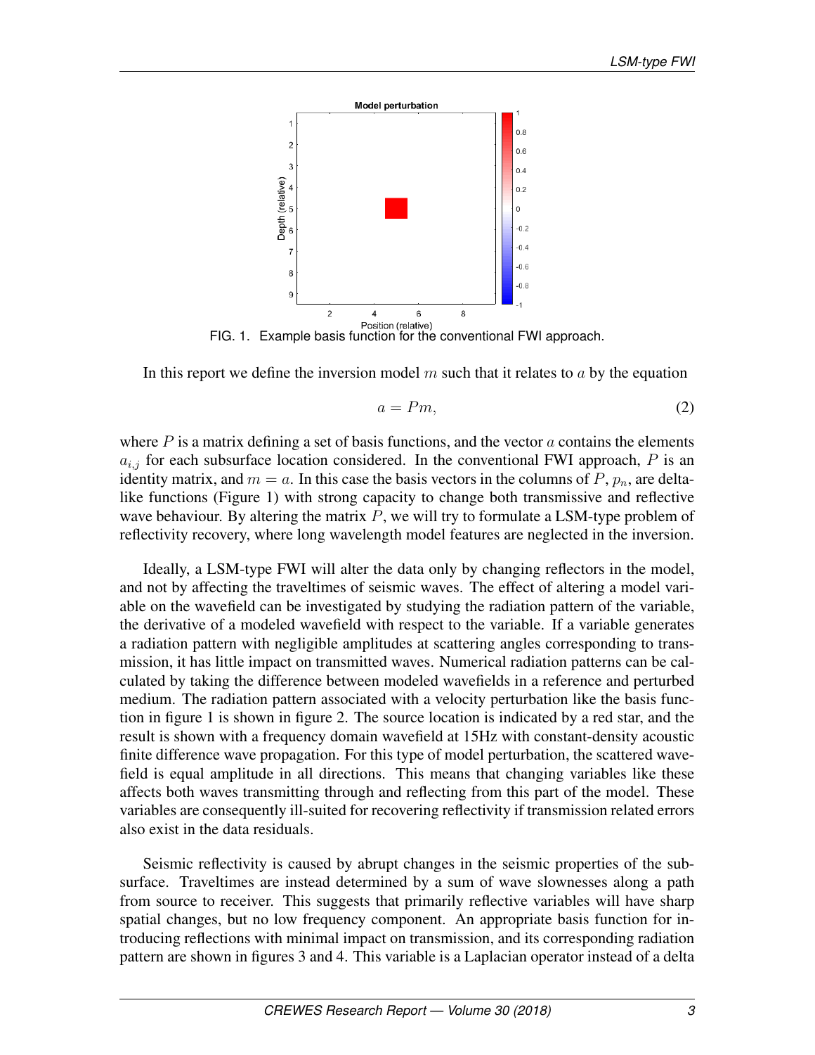FIG. 1. Example basis function for the conventional FWI approach.

In this report we define the inversion model $m$ such that it relates to $a$ by the equation

$$a = Pm, \tag{2}$$

where $P$ is a matrix defining a set of basis functions, and the vector $a$ contains the elements $a_{i,j}$ for each subsurface location considered. In the conventional FWI approach, $P$ is an identity matrix, and $m = a$. In this case the basis vectors in the columns of $P$, $p_n$, are delta-like functions (Figure 1) with strong capacity to change both transmissive and reflective wave behaviour. By altering the matrix $P$, we will try to formulate a LSM-type problem of reflectivity recovery, where long wavelength model features are neglected in the inversion.

Ideally, a LSM-type FWI will alter the data only by changing reflectors in the model, and not by affecting the traveltimes of seismic waves. The effect of altering a model variable on the wavefield can be investigated by studying the radiation pattern of the variable, the derivative of a modeled wavefield with respect to the variable. If a variable generates a radiation pattern with negligible amplitudes at scattering angles corresponding to transmission, it has little impact on transmitted waves. Numerical radiation patterns can be calculated by taking the difference between modeled wavefields in a reference and perturbed medium. The radiation pattern associated with a velocity perturbation like the basis function in figure 1 is shown in figure 2. The source location is indicated by a red star, and the result is shown with a frequency domain wavefield at 15Hz with constant-density acoustic finite difference wave propagation. For this type of model perturbation, the scattered wavefield is equal amplitude in all directions. This means that changing variables like these affects both waves transmitting through and reflecting from this part of the model. These variables are consequently ill-suited for recovering reflectivity if transmission related errors also exist in the data residuals.

Seismic reflectivity is caused by abrupt changes in the seismic properties of the subsurface. Traveltimes are instead determined by a sum of wave slownesses along a path from source to receiver. This suggests that primarily reflective variables will have sharp spatial changes, but no low frequency component. An appropriate basis function for introducing reflections with minimal impact on transmission, and its corresponding radiation pattern are shown in figures 3 and 4. This variable is a Laplacian operator instead of a delta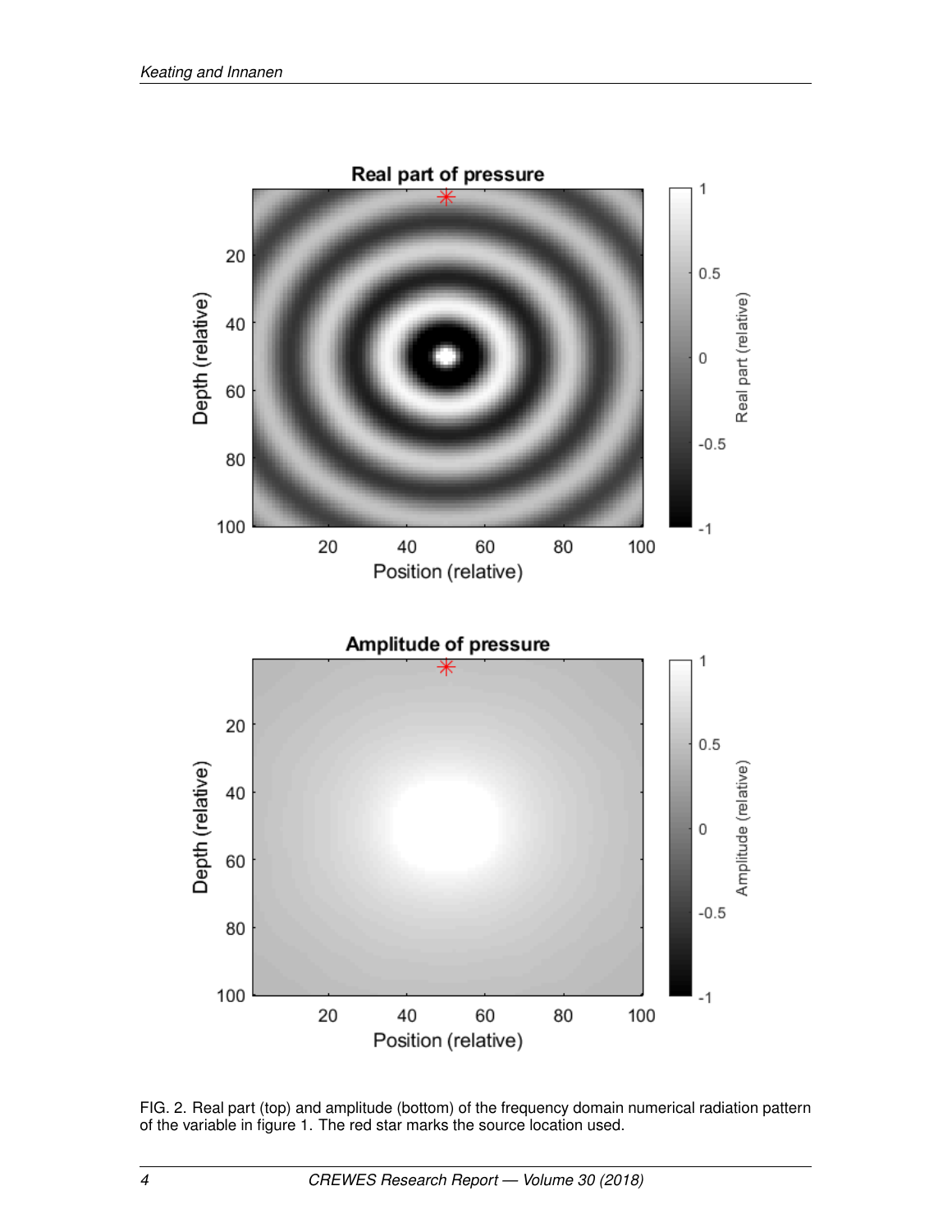FIG. 2. Real part (top) and amplitude (bottom) of the frequency domain numerical radiation pattern of the variable in figure 1. The red star marks the source location used.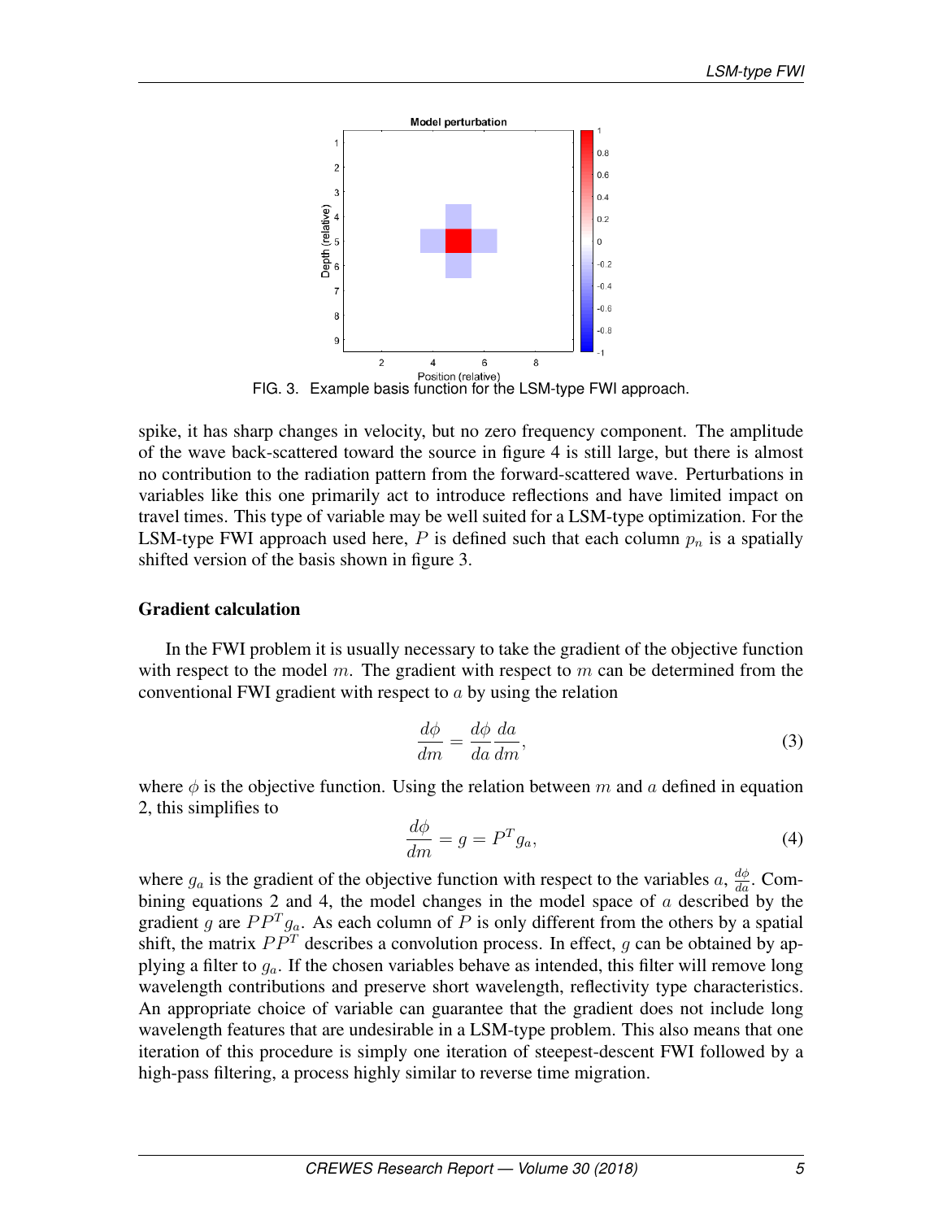FIG. 3. Example basis function for the LSM-type FWI approach.

spike, it has sharp changes in velocity, but no zero frequency component. The amplitude of the wave back-scattered toward the source in figure 4 is still large, but there is almost no contribution to the radiation pattern from the forward-scattered wave. Perturbations in variables like this one primarily act to introduce reflections and have limited impact on travel times. This type of variable may be well suited for a LSM-type optimization. For the LSM-type FWI approach used here, $P$ is defined such that each column $p_n$ is a spatially shifted version of the basis shown in figure 3.

### Gradient calculation

In the FWI problem it is usually necessary to take the gradient of the objective function with respect to the model $m$. The gradient with respect to $m$ can be determined from the conventional FWI gradient with respect to $a$ by using the relation

$$\frac{d\phi}{dm} = \frac{d\phi}{da}\frac{da}{dm}, \tag{3}$$

where $\phi$ is the objective function. Using the relation between $m$ and $a$ defined in equation 2, this simplifies to

$$\frac{d\phi}{dm} = g = P^T g_a, \tag{4}$$

where $g_a$ is the gradient of the objective function with respect to the variables $a$, $\frac{d\phi}{da}$. Combining equations 2 and 4, the model changes in the model space of $a$ described by the gradient $g$ are $PP^T g_a$. As each column of $P$ is only different from the others by a spatial shift, the matrix $PP^T$ describes a convolution process. In effect, $g$ can be obtained by applying a filter to $g_a$. If the chosen variables behave as intended, this filter will remove long wavelength contributions and preserve short wavelength, reflectivity type characteristics. An appropriate choice of variable can guarantee that the gradient does not include long wavelength features that are undesirable in a LSM-type problem. This also means that one iteration of this procedure is simply one iteration of steepest-descent FWI followed by a high-pass filtering, a process highly similar to reverse time migration.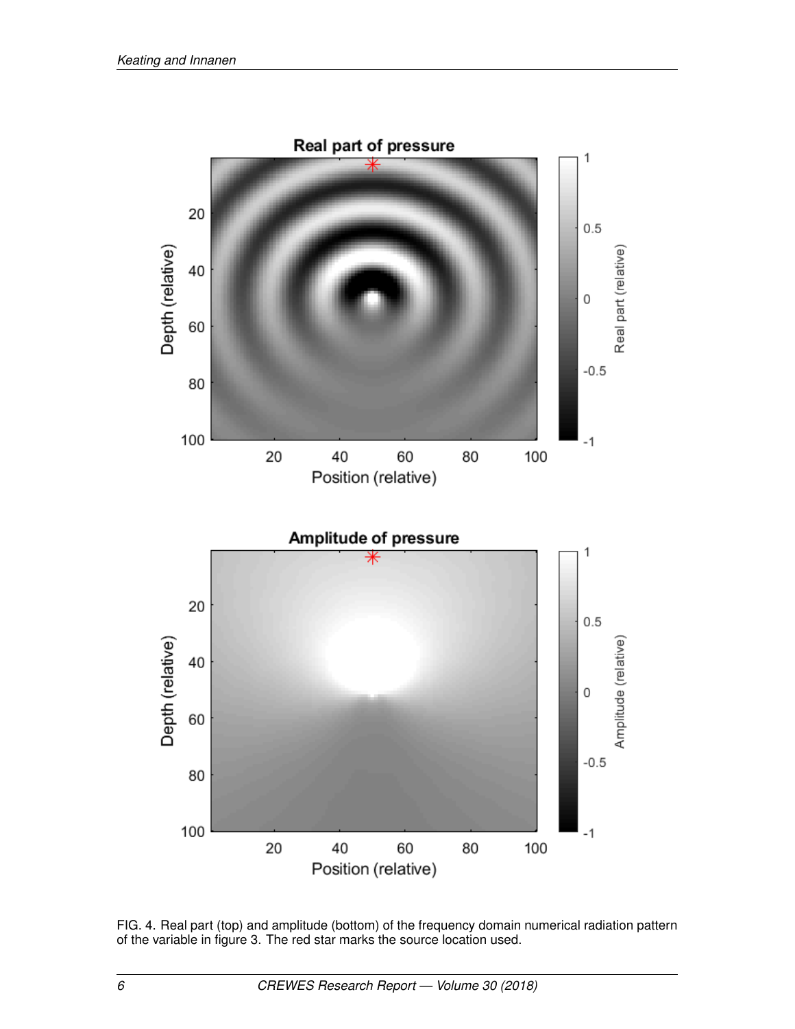FIG. 4. Real part (top) and amplitude (bottom) of the frequency domain numerical radiation pattern of the variable in figure 3. The red star marks the source location used.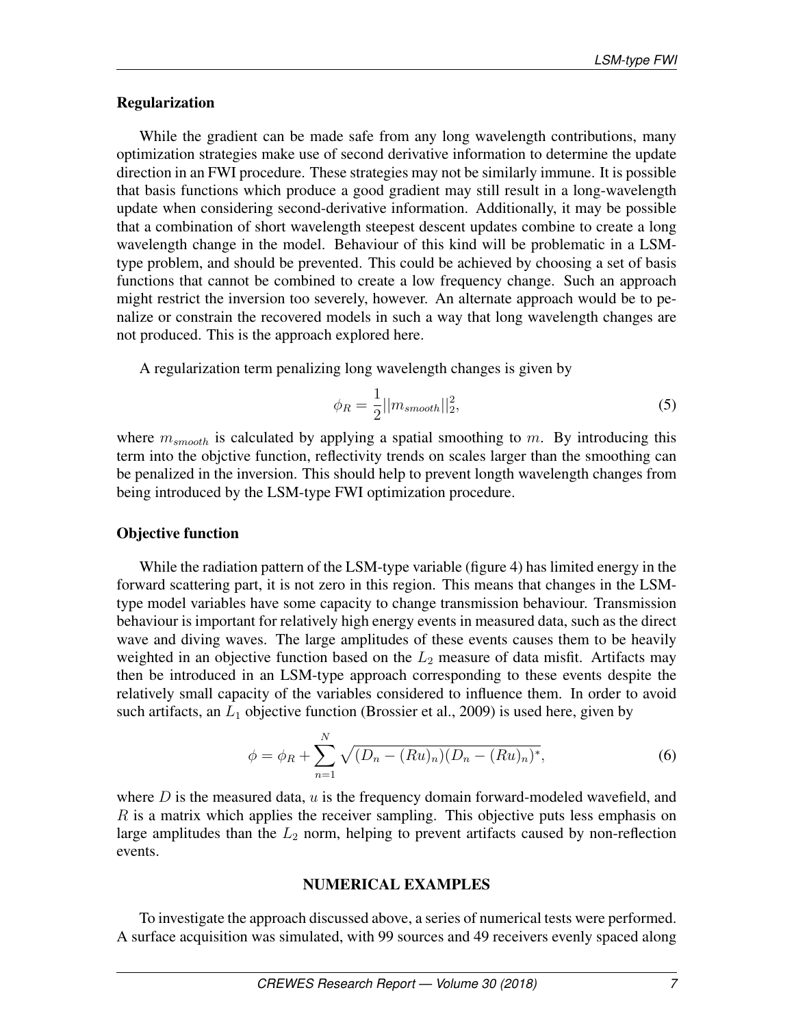### Regularization

While the gradient can be made safe from any long wavelength contributions, many optimization strategies make use of second derivative information to determine the update direction in an FWI procedure. These strategies may not be similarly immune. It is possible that basis functions which produce a good gradient may still result in a long-wavelength update when considering second-derivative information. Additionally, it may be possible that a combination of short wavelength steepest descent updates combine to create a long wavelength change in the model. Behaviour of this kind will be problematic in a LSM-type problem, and should be prevented. This could be achieved by choosing a set of basis functions that cannot be combined to create a low frequency change. Such an approach might restrict the inversion too severely, however. An alternate approach would be to penalize or constrain the recovered models in such a way that long wavelength changes are not produced. This is the approach explored here.

A regularization term penalizing long wavelength changes is given by

$$\phi_R = \frac{1}{2}||m_{smooth}||_2^2, \tag{5}$$

where $m_{smooth}$ is calculated by applying a spatial smoothing to $m$. By introducing this term into the objctive function, reflectivity trends on scales larger than the smoothing can be penalized in the inversion. This should help to prevent length wavelength changes from being introduced by the LSM-type FWI optimization procedure.

### Objective function

While the radiation pattern of the LSM-type variable (figure 4) has limited energy in the forward scattering part, it is not zero in this region. This means that changes in the LSM-type model variables have some capacity to change transmission behaviour. Transmission behaviour is important for relatively high energy events in measured data, such as the direct wave and diving waves. The large amplitudes of these events causes them to be heavily weighted in an objective function based on the $L_2$ measure of data misfit. Artifacts may then be introduced in an LSM-type approach corresponding to these events despite the relatively small capacity of the variables considered to influence them. In order to avoid such artifacts, an $L_1$ objective function (Brossier et al., 2009) is used here, given by

$$\phi = \phi_R + \sum_{n=1}^{N} \sqrt{(D_n - (Ru)_n)(D_n - (Ru)_n)^*}, \tag{6}$$

where $D$ is the measured data, $u$ is the frequency domain forward-modeled wavefield, and $R$ is a matrix which applies the receiver sampling. This objective puts less emphasis on large amplitudes than the $L_2$ norm, helping to prevent artifacts caused by non-reflection events.

## NUMERICAL EXAMPLES

To investigate the approach discussed above, a series of numerical tests were performed. A surface acquisition was simulated, with 99 sources and 49 receivers evenly spaced along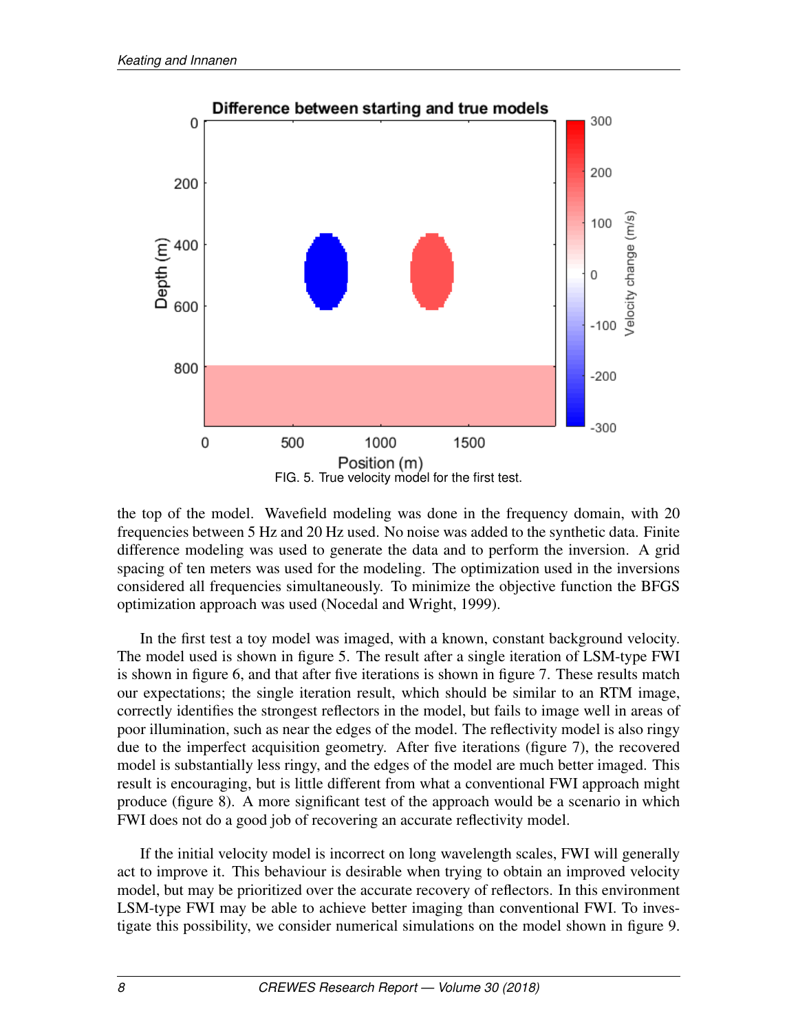FIG. 5. True velocity model for the first test.

the top of the model. Wavefield modeling was done in the frequency domain, with 20 frequencies between 5 Hz and 20 Hz used. No noise was added to the synthetic data. Finite difference modeling was used to generate the data and to perform the inversion. A grid spacing of ten meters was used for the modeling. The optimization used in the inversions considered all frequencies simultaneously. To minimize the objective function the BFGS optimization approach was used (Nocedal and Wright, 1999).

In the first test a toy model was imaged, with a known, constant background velocity. The model used is shown in figure 5. The result after a single iteration of LSM-type FWI is shown in figure 6, and that after five iterations is shown in figure 7. These results match our expectations; the single iteration result, which should be similar to an RTM image, correctly identifies the strongest reflectors in the model, but fails to image well in areas of poor illumination, such as near the edges of the model. The reflectivity model is also ringy due to the imperfect acquisition geometry. After five iterations (figure 7), the recovered model is substantially less ringy, and the edges of the model are much better imaged. This result is encouraging, but is little different from what a conventional FWI approach might produce (figure 8). A more significant test of the approach would be a scenario in which FWI does not do a good job of recovering an accurate reflectivity model.

If the initial velocity model is incorrect on long wavelength scales, FWI will generally act to improve it. This behaviour is desirable when trying to obtain an improved velocity model, but may be prioritized over the accurate recovery of reflectors. In this environment LSM-type FWI may be able to achieve better imaging than conventional FWI. To investigate this possibility, we consider numerical simulations on the model shown in figure 9.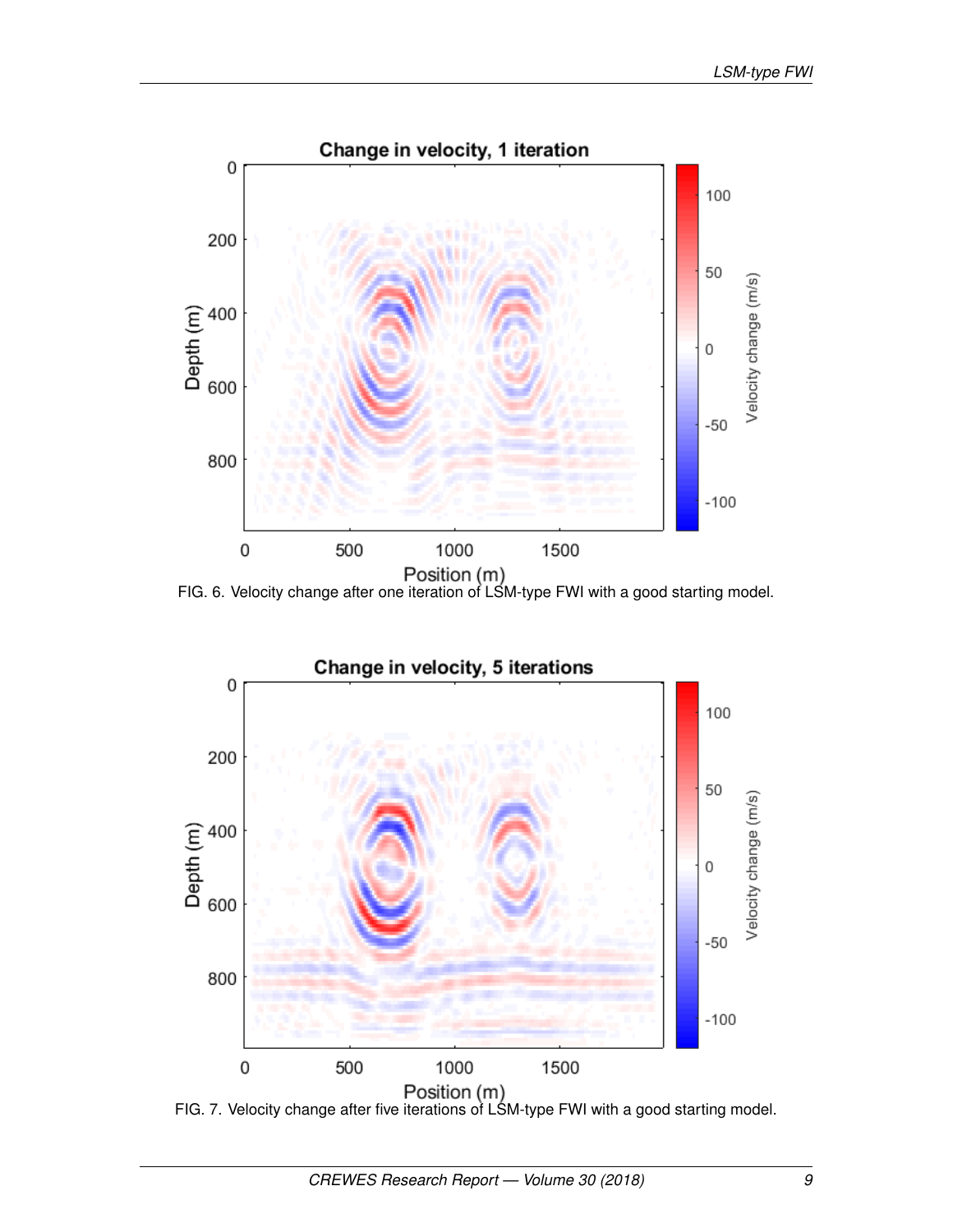FIG. 6. Velocity change after one iteration of LSM-type FWI with a good starting model.

FIG. 7. Velocity change after five iterations of LSM-type FWI with a good starting model.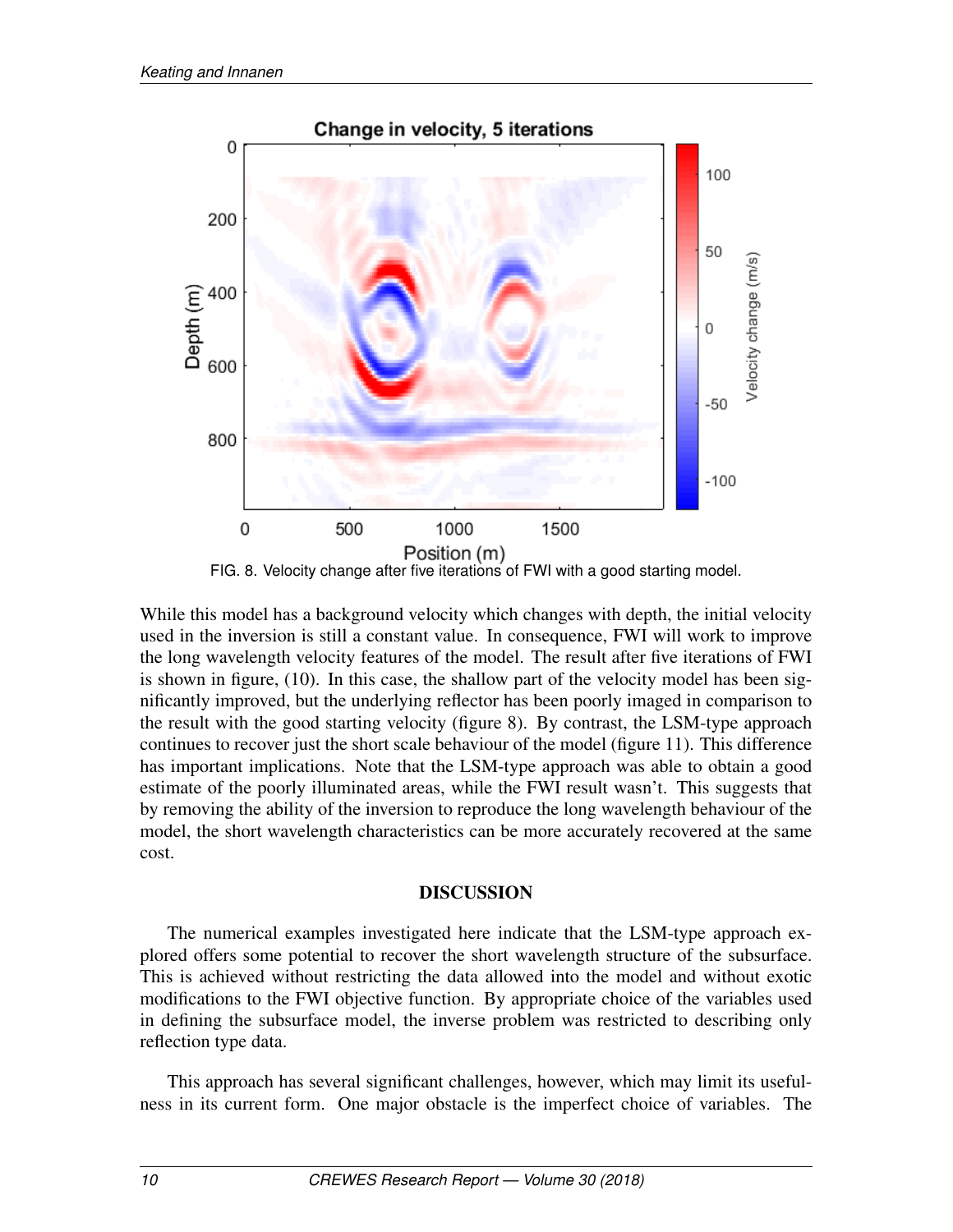FIG. 8. Velocity change after five iterations of FWI with a good starting model.

While this model has a background velocity which changes with depth, the initial velocity used in the inversion is still a constant value. In consequence, FWI will work to improve the long wavelength velocity features of the model. The result after five iterations of FWI is shown in figure, (10). In this case, the shallow part of the velocity model has been significantly improved, but the underlying reflector has been poorly imaged in comparison to the result with the good starting velocity (figure 8). By contrast, the LSM-type approach continues to recover just the short scale behaviour of the model (figure 11). This difference has important implications. Note that the LSM-type approach was able to obtain a good estimate of the poorly illuminated areas, while the FWI result wasn't. This suggests that by removing the ability of the inversion to reproduce the long wavelength behaviour of the model, the short wavelength characteristics can be more accurately recovered at the same cost.

## DISCUSSION

The numerical examples investigated here indicate that the LSM-type approach explored offers some potential to recover the short wavelength structure of the subsurface. This is achieved without restricting the data allowed into the model and without exotic modifications to the FWI objective function. By appropriate choice of the variables used in defining the subsurface model, the inverse problem was restricted to describing only reflection type data.

This approach has several significant challenges, however, which may limit its usefulness in its current form. One major obstacle is the imperfect choice of variables. The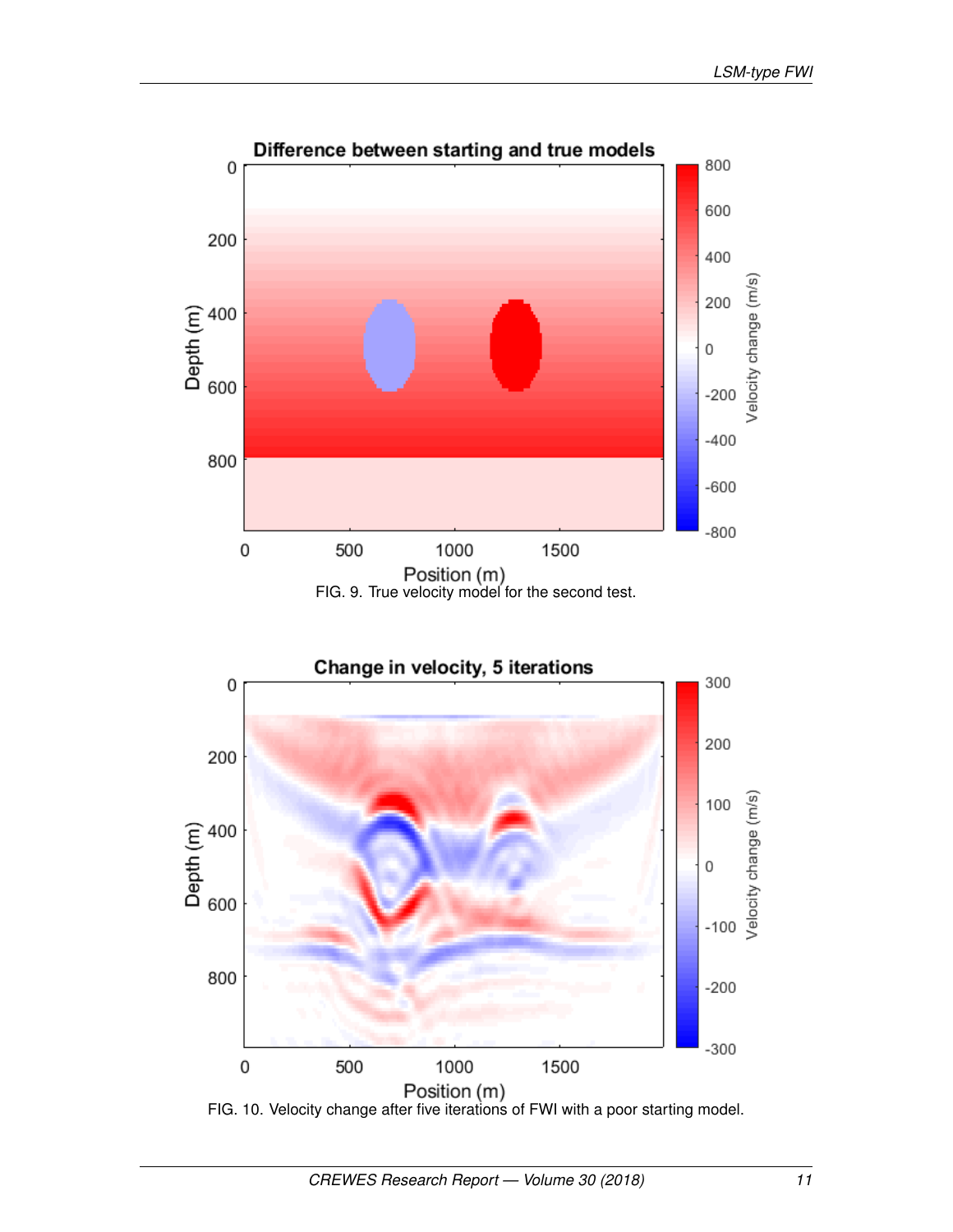FIG. 9. True velocity model for the second test.

FIG. 10. Velocity change after five iterations of FWI with a poor starting model.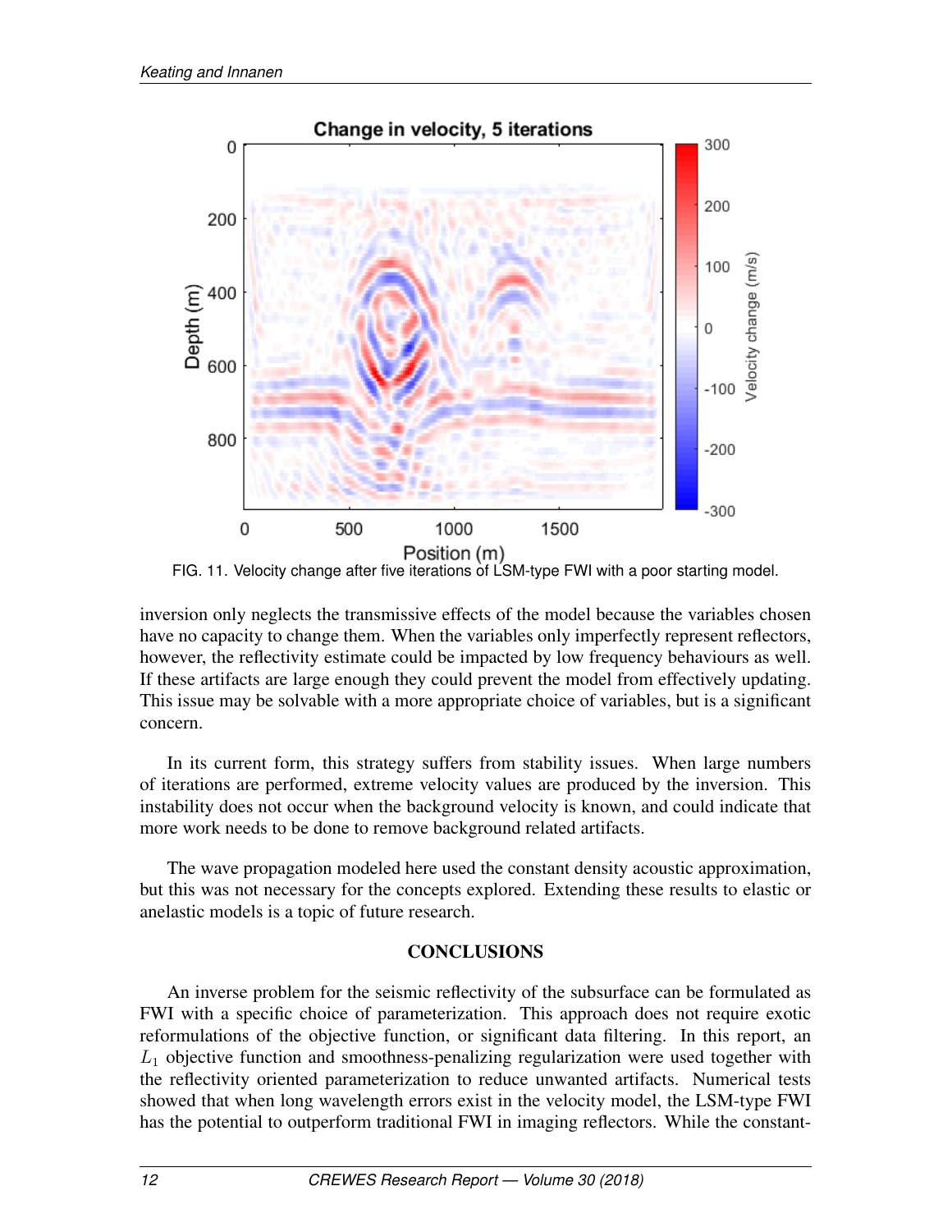FIG. 11. Velocity change after five iterations of LSM-type FWI with a poor starting model.

inversion only neglects the transmissive effects of the model because the variables chosen have no capacity to change them. When the variables only imperfectly represent reflectors, however, the reflectivity estimate could be impacted by low frequency behaviours as well. If these artifacts are large enough they could prevent the model from effectively updating. This issue may be solvable with a more appropriate choice of variables, but is a significant concern.

In its current form, this strategy suffers from stability issues. When large numbers of iterations are performed, extreme velocity values are produced by the inversion. This instability does not occur when the background velocity is known, and could indicate that more work needs to be done to remove background related artifacts.

The wave propagation modeled here used the constant density acoustic approximation, but this was not necessary for the concepts explored. Extending these results to elastic or anelastic models is a topic of future research.

## CONCLUSIONS

An inverse problem for the seismic reflectivity of the subsurface can be formulated as FWI with a specific choice of parameterization. This approach does not require exotic reformulations of the objective function, or significant data filtering. In this report, an $L_1$ objective function and smoothness-penalizing regularization were used together with the reflectivity oriented parameterization to reduce unwanted artifacts. Numerical tests showed that when long wavelength errors exist in the velocity model, the LSM-type FWI has the potential to outperform traditional FWI in imaging reflectors. While the constant-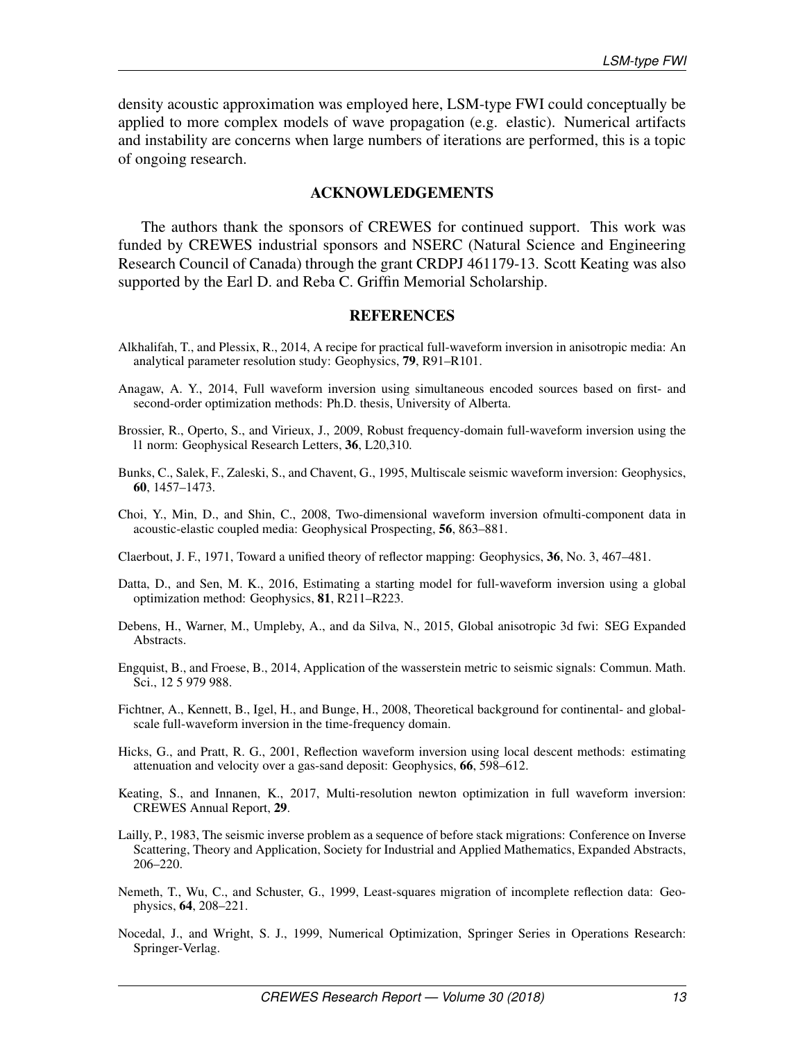density acoustic approximation was employed here, LSM-type FWI could conceptually be applied to more complex models of wave propagation (e.g. elastic). Numerical artifacts and instability are concerns when large numbers of iterations are performed, this is a topic of ongoing research.

## ACKNOWLEDGEMENTS

The authors thank the sponsors of CREWES for continued support. This work was funded by CREWES industrial sponsors and NSERC (Natural Science and Engineering Research Council of Canada) through the grant CRDPJ 461179-13. Scott Keating was also supported by the Earl D. and Reba C. Griffin Memorial Scholarship.

## REFERENCES

Alkhalifah, T., and Plessix, R., 2014, A recipe for practical full-waveform inversion in anisotropic media: An analytical parameter resolution study: Geophysics, **79**, R91–R101.

Anagaw, A. Y., 2014, Full waveform inversion using simultaneous encoded sources based on first- and second-order optimization methods: Ph.D. thesis, University of Alberta.

Brossier, R., Operto, S., and Virieux, J., 2009, Robust frequency-domain full-waveform inversion using the l1 norm: Geophysical Research Letters, **36**, L20,310.

Bunks, C., Salek, F., Zaleski, S., and Chavent, G., 1995, Multiscale seismic waveform inversion: Geophysics, **60**, 1457–1473.

Choi, Y., Min, D., and Shin, C., 2008, Two-dimensional waveform inversion ofmulti-component data in acoustic-elastic coupled media: Geophysical Prospecting, **56**, 863–881.

Claerbout, J. F., 1971, Toward a unified theory of reflector mapping: Geophysics, **36**, No. 3, 467–481.

Datta, D., and Sen, M. K., 2016, Estimating a starting model for full-waveform inversion using a global optimization method: Geophysics, **81**, R211–R223.

Debens, H., Warner, M., Umpleby, A., and da Silva, N., 2015, Global anisotropic 3d fwi: SEG Expanded Abstracts.

Engquist, B., and Froese, B., 2014, Application of the wasserstein metric to seismic signals: Commun. Math. Sci., 12 5 979 988.

Fichtner, A., Kennett, B., Igel, H., and Bunge, H., 2008, Theoretical background for continental- and global-scale full-waveform inversion in the time-frequency domain.

Hicks, G., and Pratt, R. G., 2001, Reflection waveform inversion using local descent methods: estimating attenuation and velocity over a gas-sand deposit: Geophysics, **66**, 598–612.

Keating, S., and Innanen, K., 2017, Multi-resolution newton optimization in full waveform inversion: CREWES Annual Report, **29**.

Lailly, P., 1983, The seismic inverse problem as a sequence of before stack migrations: Conference on Inverse Scattering, Theory and Application, Society for Industrial and Applied Mathematics, Expanded Abstracts, 206–220.

Nemeth, T., Wu, C., and Schuster, G., 1999, Least-squares migration of incomplete reflection data: Geophysics, **64**, 208–221.

Nocedal, J., and Wright, S. J., 1999, Numerical Optimization, Springer Series in Operations Research: Springer-Verlag.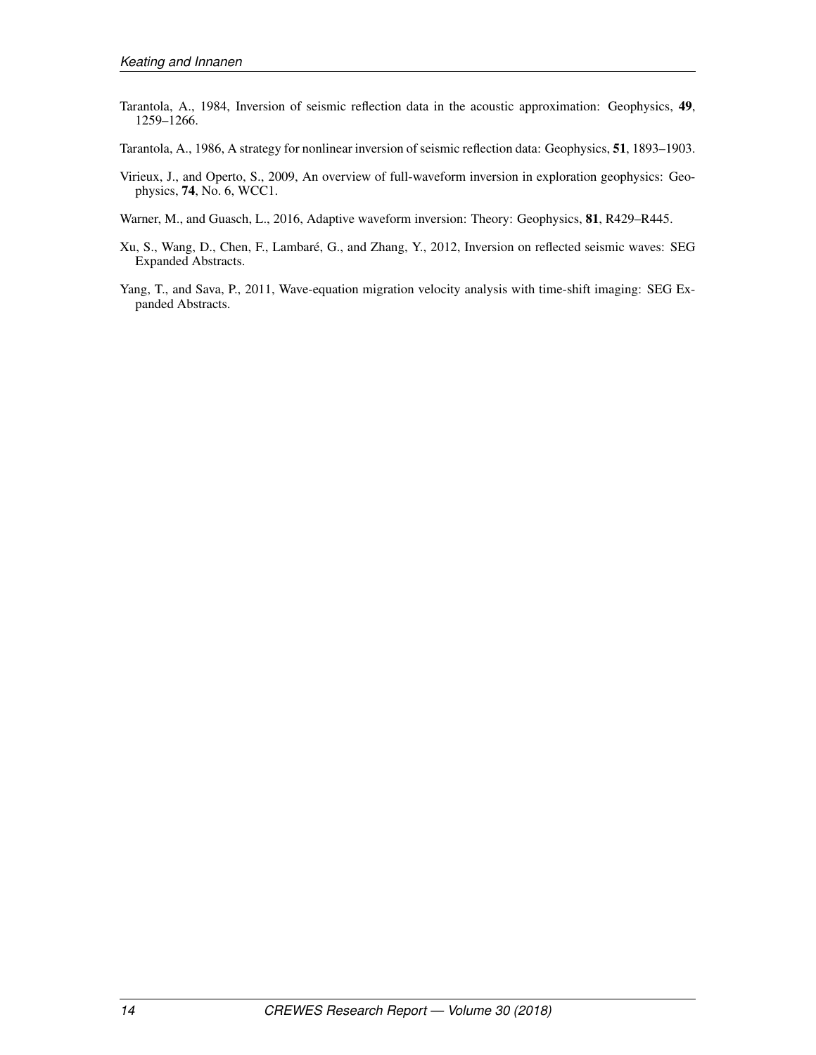Tarantola, A., 1984, Inversion of seismic reflection data in the acoustic approximation: Geophysics, **49**, 1259–1266.

Tarantola, A., 1986, A strategy for nonlinear inversion of seismic reflection data: Geophysics, **51**, 1893–1903.

Virieux, J., and Operto, S., 2009, An overview of full-waveform inversion in exploration geophysics: Geophysics, **74**, No. 6, WCC1.

Warner, M., and Guasch, L., 2016, Adaptive waveform inversion: Theory: Geophysics, **81**, R429–R445.

Xu, S., Wang, D., Chen, F., Lambaré, G., and Zhang, Y., 2012, Inversion on reflected seismic waves: SEG Expanded Abstracts.

Yang, T., and Sava, P., 2011, Wave-equation migration velocity analysis with time-shift imaging: SEG Expanded Abstracts.